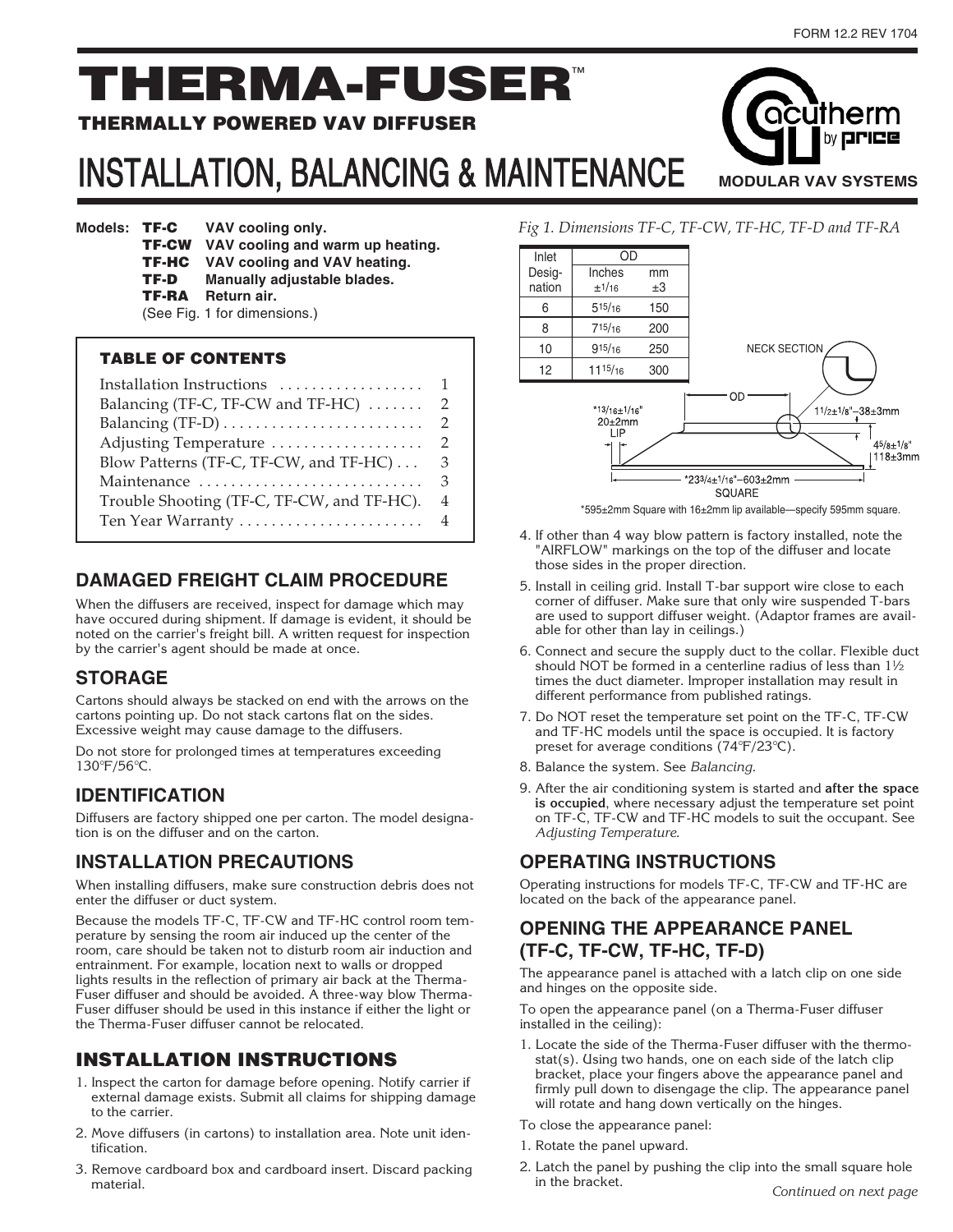FORM 12.2 REV 1704

# THERMA-FUSER™

## THERMALLY POWERED VAV DIFFUSER

# INSTALLATION, BALANCING & MAINTENANCE

acutherm by price
MODULAR VAV SYSTEMS

**Models:**
- **TF-C** VAV cooling only.
- **TF-CW** VAV cooling and warm up heating.
- **TF-HC** VAV cooling and VAV heating.
- **TF-D** Manually adjustable blades.
- **TF-RA** Return air.

(See Fig. 1 for dimensions.)

### TABLE OF CONTENTS

| | |
|---|---|
| Installation Instructions | 1 |
| Balancing (TF-C, TF-CW and TF-HC) | 2 |
| Balancing (TF-D) | 2 |
| Adjusting Temperature | 2 |
| Blow Patterns (TF-C, TF-CW, and TF-HC) | 3 |
| Maintenance | 3 |
| Trouble Shooting (TF-C, TF-CW, and TF-HC) | 4 |
| Ten Year Warranty | 4 |

## DAMAGED FREIGHT CLAIM PROCEDURE

When the diffusers are received, inspect for damage which may have occured during shipment. If damage is evident, it should be noted on the carrier's freight bill. A written request for inspection by the carrier's agent should be made at once.

## STORAGE

Cartons should always be stacked on end with the arrows on the cartons pointing up. Do not stack cartons flat on the sides. Excessive weight may cause damage to the diffusers.

Do not store for prolonged times at temperatures exceeding 130°F/56°C.

## IDENTIFICATION

Diffusers are factory shipped one per carton. The model designation is on the diffuser and on the carton.

## INSTALLATION PRECAUTIONS

When installing diffusers, make sure construction debris does not enter the diffuser or duct system.

Because the models TF-C, TF-CW and TF-HC control room temperature by sensing the room air induced up the center of the room, care should be taken not to disturb room air induction and entrainment. For example, location next to walls or dropped lights results in the reflection of primary air back at the Therma-Fuser diffuser and should be avoided. A three-way blow Therma-Fuser diffuser should be used in this instance if either the light or the Therma-Fuser diffuser cannot be relocated.

## INSTALLATION INSTRUCTIONS

1. Inspect the carton for damage before opening. Notify carrier if external damage exists. Submit all claims for shipping damage to the carrier.
2. Move diffusers (in cartons) to installation area. Note unit identification.
3. Remove cardboard box and cardboard insert. Discard packing material.

*Fig 1. Dimensions TF-C, TF-CW, TF-HC, TF-D and TF-RA*

| Inlet Designation | OD Inches ±1/16 | OD mm ±3 |
|---|---|---|
| 6 | 5 15/16 | 150 |
| 8 | 7 15/16 | 200 |
| 10 | 9 15/16 | 250 |
| 12 | 11 15/16 | 300 |

NECK SECTION; OD; 1 1/2±1/8"–38±3mm; *13/16±1/16" 20±2mm LIP; 4 5/8±1/8" 118±3mm; *23 3/4±1/16"–603±2mm SQUARE

*595±2mm Square with 16±2mm lip available—specify 595mm square.

4. If other than 4 way blow pattern is factory installed, note the "AIRFLOW" markings on the top of the diffuser and locate those sides in the proper direction.
5. Install in ceiling grid. Install T-bar support wire close to each corner of diffuser. Make sure that only wire suspended T-bars are used to support diffuser weight. (Adaptor frames are available for other than lay in ceilings.)
6. Connect and secure the supply duct to the collar. Flexible duct should NOT be formed in a centerline radius of less than 1½ times the duct diameter. Improper installation may result in different performance from published ratings.
7. Do NOT reset the temperature set point on the TF-C, TF-CW and TF-HC models until the space is occupied. It is factory preset for average conditions (74°F/23°C).
8. Balance the system. See *Balancing*.
9. After the air conditioning system is started and **after the space is occupied**, where necessary adjust the temperature set point on TF-C, TF-CW and TF-HC models to suit the occupant. See *Adjusting Temperature*.

## OPERATING INSTRUCTIONS

Operating instructions for models TF-C, TF-CW and TF-HC are located on the back of the appearance panel.

## OPENING THE APPEARANCE PANEL (TF-C, TF-CW, TF-HC, TF-D)

The appearance panel is attached with a latch clip on one side and hinges on the opposite side.

To open the appearance panel (on a Therma-Fuser diffuser installed in the ceiling):

1. Locate the side of the Therma-Fuser diffuser with the thermostat(s). Using two hands, one on each side of the latch clip bracket, place your fingers above the appearance panel and firmly pull down to disengage the clip. The appearance panel will rotate and hang down vertically on the hinges.

To close the appearance panel:

1. Rotate the panel upward.
2. Latch the panel by pushing the clip into the small square hole in the bracket.

*Continued on next page*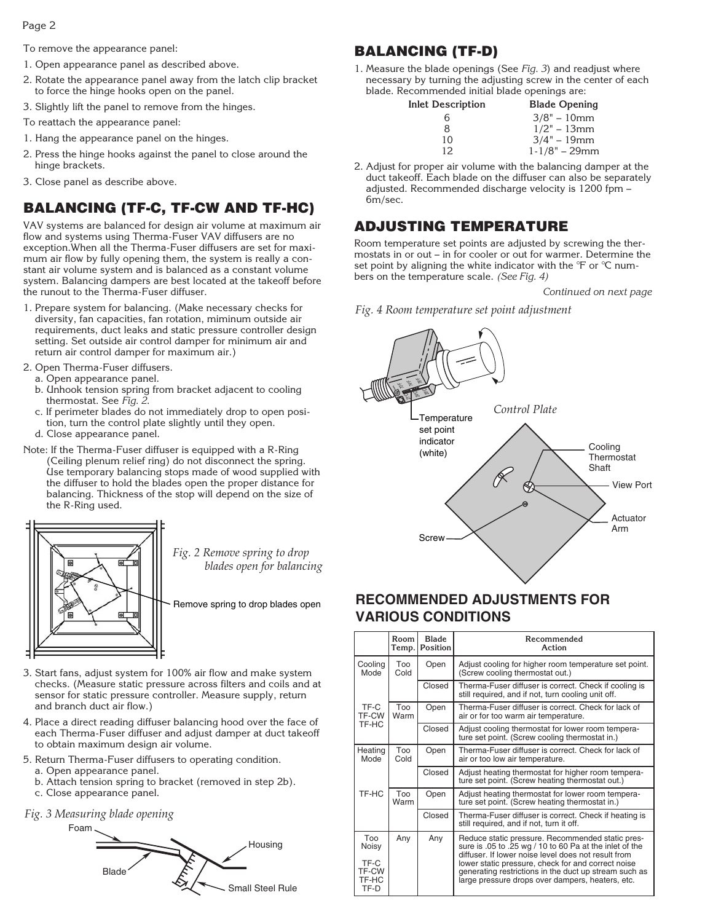To remove the appearance panel:

1. Open appearance panel as described above.
2. Rotate the appearance panel away from the latch clip bracket to force the hinge hooks open on the panel.
3. Slightly lift the panel to remove from the hinges.

To reattach the appearance panel:

1. Hang the appearance panel on the hinges.
2. Press the hinge hooks against the panel to close around the hinge brackets.
3. Close panel as describe above.

## BALANCING (TF-C, TF-CW AND TF-HC)

VAV systems are balanced for design air volume at maximum air flow and systems using Therma-Fuser VAV diffusers are no exception.When all the Therma-Fuser diffusers are set for maximum air flow by fully opening them, the system is really a constant air volume system and is balanced as a constant volume system. Balancing dampers are best located at the takeoff before the runout to the Therma-Fuser diffuser.

1. Prepare system for balancing. (Make necessary checks for diversity, fan capacities, fan rotation, miminum outside air requirements, duct leaks and static pressure controller design setting. Set outside air control damper for minimum air and return air control damper for maximum air.)
2. Open Therma-Fuser diffusers.
   a. Open appearance panel.
   b. Unhook tension spring from bracket adjacent to cooling thermostat. See *Fig. 2*.
   c. If perimeter blades do not immediately drop to open position, turn the control plate slightly until they open.
   d. Close appearance panel.

Note: If the Therma-Fuser diffuser is equipped with a R-Ring (Ceiling plenum relief ring) do not disconnect the spring. Use temporary balancing stops made of wood supplied with the diffuser to hold the blades open the proper distance for balancing. Thickness of the stop will depend on the size of the R-Ring used.

*Fig. 2 Remove spring to drop blades open for balancing*

Remove spring to drop blades open

3. Start fans, adjust system for 100% air flow and make system checks. (Measure static pressure across filters and coils and at sensor for static pressure controller. Measure supply, return and branch duct air flow.)
4. Place a direct reading diffuser balancing hood over the face of each Therma-Fuser diffuser and adjust damper at duct takeoff to obtain maximum design air volume.
5. Return Therma-Fuser diffusers to operating condition.
   a. Open appearance panel.
   b. Attach tension spring to bracket (removed in step 2b).
   c. Close appearance panel.

*Fig. 3 Measuring blade opening*

Foam, Blade, Housing, Small Steel Rule

## BALANCING (TF-D)

1. Measure the blade openings (See *Fig. 3*) and readjust where necessary by turning the adjusting screw in the center of each blade. Recommended initial blade openings are:

| Inlet Description | Blade Opening |
|---|---|
| 6 | 3/8" – 10mm |
| 8 | 1/2" – 13mm |
| 10 | 3/4" – 19mm |
| 12 | 1-1/8" – 29mm |

2. Adjust for proper air volume with the balancing damper at the duct takeoff. Each blade on the diffuser can also be separately adjusted. Recommended discharge velocity is 1200 fpm – 6m/sec.

## ADJUSTING TEMPERATURE

Room temperature set points are adjusted by screwing the thermostats in or out – in for cooler or out for warmer. Determine the set point by aligning the white indicator with the °F or °C numbers on the temperature scale. *(See Fig. 4)*

*Continued on next page*

*Fig. 4 Room temperature set point adjustment*

Temperature set point indicator (white)

*Control Plate*

Cooling Thermostat Shaft

View Port

Actuator Arm

Screw

## RECOMMENDED ADJUSTMENTS FOR VARIOUS CONDITIONS

| | Room Temp. | Blade Position | Recommended Action |
|---|---|---|---|
| Cooling Mode | Too Cold | Open | Adjust cooling for higher room temperature set point. (Screw cooling thermostat out.) |
| | | Closed | Therma-Fuser diffuser is correct. Check if cooling is still required, and if not, turn cooling unit off. |
| TF-C TF-CW TF-HC | Too Warm | Open | Therma-Fuser diffuser is correct. Check for lack of air or for too warm air temperature. |
| | | Closed | Adjust cooling thermostat for lower room temperature set point. (Screw cooling thermostat in.) |
| Heating Mode | Too Cold | Open | Therma-Fuser diffuser is correct. Check for lack of air or too low air temperature. |
| | | Closed | Adjust heating thermostat for higher room temperature set point. (Screw heating thermostat out.) |
| TF-HC | Too Warm | Open | Adjust heating thermostat for lower room temperature set point. (Screw heating thermostat in.) |
| | | Closed | Therma-Fuser diffuser is correct. Check if heating is still required, and if not, turn it off. |
| Too Noisy TF-C TF-CW TF-HC TF-D | Any | Any | Reduce static pressure. Recommended static pressure is .05 to .25 wg / 10 to 60 Pa at the inlet of the diffuser. If lower noise level does not result from lower static pressure, check for and correct noise generating restrictions in the duct up stream such as large pressure drops over dampers, heaters, etc. |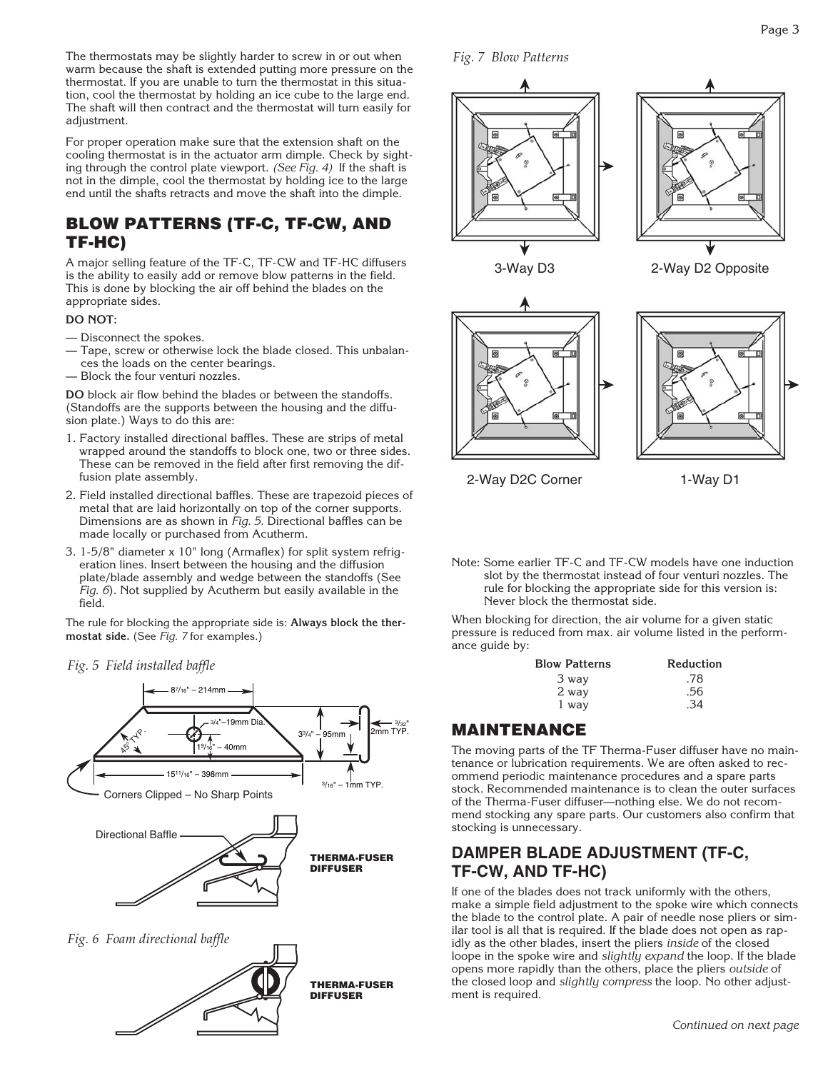The thermostats may be slightly harder to screw in or out when warm because the shaft is extended putting more pressure on the thermostat. If you are unable to turn the thermostat in this situation, cool the thermostat by holding an ice cube to the large end. The shaft will then contract and the thermostat will turn easily for adjustment.

For proper operation make sure that the extension shaft on the cooling thermostat is in the actuator arm dimple. Check by sighting through the control plate viewport. *(See Fig. 4)* If the shaft is not in the dimple, cool the thermostat by holding ice to the large end until the shafts retracts and move the shaft into the dimple.

## BLOW PATTERNS (TF-C, TF-CW, AND TF-HC)

A major selling feature of the TF-C, TF-CW and TF-HC diffusers is the ability to easily add or remove blow patterns in the field. This is done by blocking the air off behind the blades on the appropriate sides.

**DO NOT:**

— Disconnect the spokes.
— Tape, screw or otherwise lock the blade closed. This unbalances the loads on the center bearings.
— Block the four venturi nozzles.

**DO** block air flow behind the blades or between the standoffs. (Standoffs are the supports between the housing and the diffusion plate.) Ways to do this are:

1. Factory installed directional baffles. These are strips of metal wrapped around the standoffs to block one, two or three sides. These can be removed in the field after first removing the diffusion plate assembly.
2. Field installed directional baffles. These are trapezoid pieces of metal that are laid horizontally on top of the corner supports. Dimensions are as shown in *Fig. 5*. Directional baffles can be made locally or purchased from Acutherm.
3. 1-5/8" diameter x 10" long (Armaflex) for split system refrigeration lines. Insert between the housing and the diffusion plate/blade assembly and wedge between the standoffs (See *Fig. 6*). Not supplied by Acutherm but easily available in the field.

The rule for blocking the appropriate side is: **Always block the thermostat side.** (See *Fig. 7* for examples.)

*Fig. 5 Field installed baffle*

8 7/16" – 214mm
3/4"–19mm Dia.
1 9/16" – 40mm
45° TYP.
3 3/4" – 95mm
3/32" 2mm TYP.
15 11/16" – 398mm
3/16" – 1mm TYP.
Corners Clipped – No Sharp Points

Directional Baffle
THERMA-FUSER DIFFUSER

*Fig. 6 Foam directional baffle*

THERMA-FUSER DIFFUSER

*Fig. 7 Blow Patterns*

3-Way D3
2-Way D2 Opposite
2-Way D2C Corner
1-Way D1

Note: Some earlier TF-C and TF-CW models have one induction slot by the thermostat instead of four venturi nozzles. The rule for blocking the appropriate side for this version is: Never block the thermostat side.

When blocking for direction, the air volume for a given static pressure is reduced from max. air volume listed in the performance guide by:

| Blow Patterns | Reduction |
|---|---|
| 3 way | .78 |
| 2 way | .56 |
| 1 way | .34 |

## MAINTENANCE

The moving parts of the TF Therma-Fuser diffuser have no maintenance or lubrication requirements. We are often asked to recommend periodic maintenance procedures and a spare parts stock. Recommended maintenance is to clean the outer surfaces of the Therma-Fuser diffuser—nothing else. We do not recommend stocking any spare parts. Our customers also confirm that stocking is unnecessary.

## DAMPER BLADE ADJUSTMENT (TF-C, TF-CW, AND TF-HC)

If one of the blades does not track uniformly with the others, make a simple field adjustment to the spoke wire which connects the blade to the control plate. A pair of needle nose pliers or similar tool is all that is required. If the blade does not open as rapidly as the other blades, insert the pliers *inside* of the closed loope in the spoke wire and *slightly expand* the loop. If the blade opens more rapidly than the others, place the pliers *outside* of the closed loop and *slightly compress* the loop. No other adjustment is required.

*Continued on next page*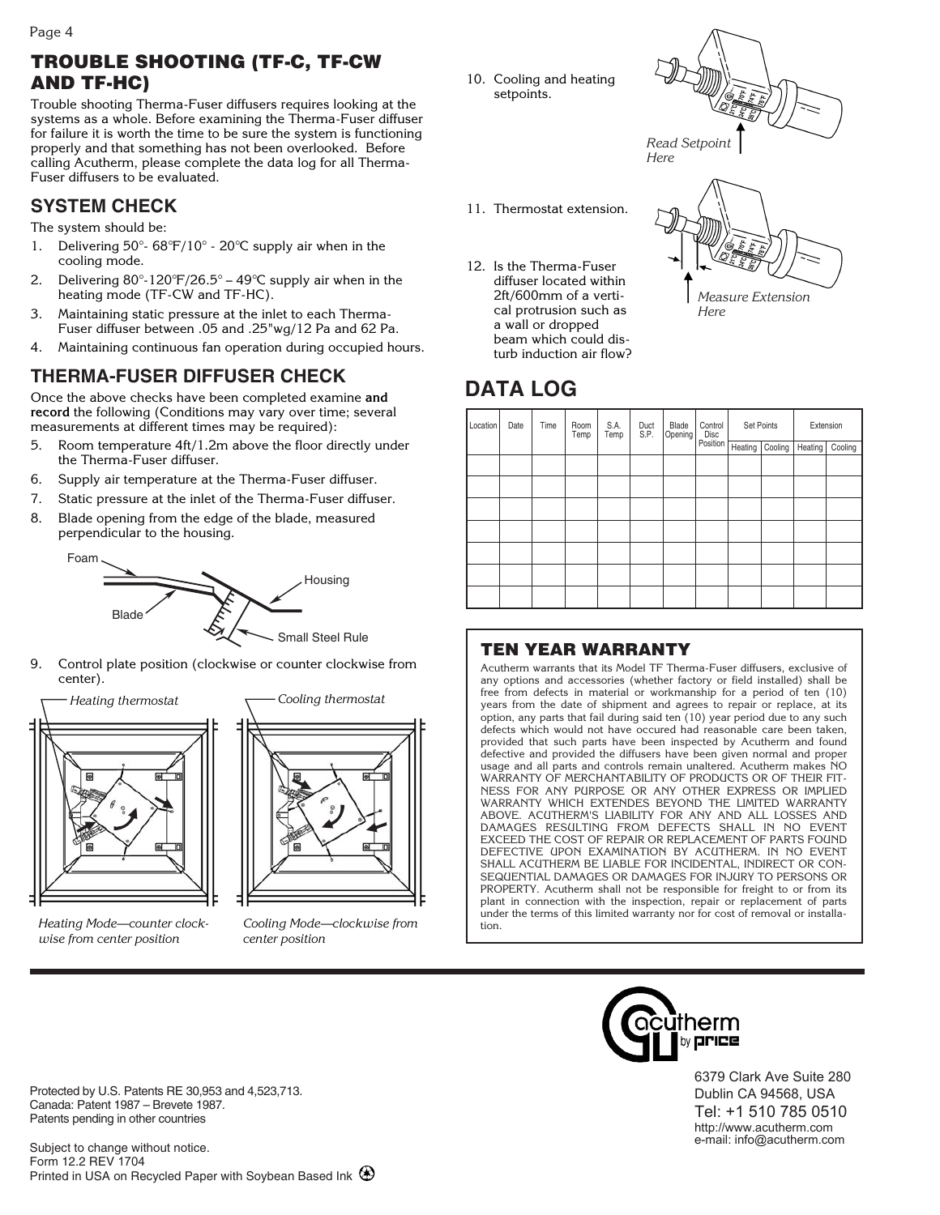## TROUBLE SHOOTING (TF-C, TF-CW AND TF-HC)

Trouble shooting Therma-Fuser diffusers requires looking at the systems as a whole. Before examining the Therma-Fuser diffuser for failure it is worth the time to be sure the system is functioning properly and that something has not been overlooked. Before calling Acutherm, please complete the data log for all Therma-Fuser diffusers to be evaluated.

### SYSTEM CHECK

The system should be:

1. Delivering 50°- 68°F/10° - 20°C supply air when in the cooling mode.
2. Delivering 80°-120°F/26.5° – 49°C supply air when in the heating mode (TF-CW and TF-HC).
3. Maintaining static pressure at the inlet to each Therma-Fuser diffuser between .05 and .25"wg/12 Pa and 62 Pa.
4. Maintaining continuous fan operation during occupied hours.

### THERMA-FUSER DIFFUSER CHECK

Once the above checks have been completed examine **and record** the following (Conditions may vary over time; several measurements at different times may be required):

5. Room temperature 4ft/1.2m above the floor directly under the Therma-Fuser diffuser.
6. Supply air temperature at the Therma-Fuser diffuser.
7. Static pressure at the inlet of the Therma-Fuser diffuser.
8. Blade opening from the edge of the blade, measured perpendicular to the housing.

Foam

Housing

Blade

Small Steel Rule

9. Control plate position (clockwise or counter clockwise from center).

*Heating thermostat*

*Cooling thermostat*

*Heating Mode—counter clockwise from center position*

*Cooling Mode—clockwise from center position*

10. Cooling and heating setpoints.

*Read Setpoint Here*

11. Thermostat extension.

*Measure Extension Here*

12. Is the Therma-Fuser diffuser located within 2ft/600mm of a vertical protrusion such as a wall or dropped beam which could disturb induction air flow?

## DATA LOG

| Location | Date | Time | Room Temp | S.A. Temp | Duct S.P. | Blade Opening | Control Disc Position | Set Points | | Extension | |
|---|---|---|---|---|---|---|---|---|---|---|---|
| | | | | | | | | Heating | Cooling | Heating | Cooling |
| | | | | | | | | | | | |
| | | | | | | | | | | | |
| | | | | | | | | | | | |
| | | | | | | | | | | | |
| | | | | | | | | | | | |
| | | | | | | | | | | | |
| | | | | | | | | | | | |

### TEN YEAR WARRANTY

Acutherm warrants that its Model TF Therma-Fuser diffusers, exclusive of any options and accessories (whether factory or field installed) shall be free from defects in material or workmanship for a period of ten (10) years from the date of shipment and agrees to repair or replace, at its option, any parts that fail during said ten (10) year period due to any such defects which would not have occured had reasonable care been taken, provided that such parts have been inspected by Acutherm and found defective and provided the diffusers have been given normal and proper usage and all parts and controls remain unaltered. Acutherm makes NO WARRANTY OF MERCHANTABILITY OF PRODUCTS OR OF THEIR FITNESS FOR ANY PURPOSE OR ANY OTHER EXPRESS OR IMPLIED WARRANTY WHICH EXTENDES BEYOND THE LIMITED WARRANTY ABOVE. ACUTHERM'S LIABILITY FOR ANY AND ALL LOSSES AND DAMAGES RESULTING FROM DEFECTS SHALL IN NO EVENT EXCEED THE COST OF REPAIR OR REPLACEMENT OF PARTS FOUND DEFECTIVE UPON EXAMINATION BY ACUTHERM. IN NO EVENT SHALL ACUTHERM BE LIABLE FOR INCIDENTAL, INDIRECT OR CONSEQUENTIAL DAMAGES OR DAMAGES FOR INJURY TO PERSONS OR PROPERTY. Acutherm shall not be responsible for freight to or from its plant in connection with the inspection, repair or replacement of parts under the terms of this limited warranty nor for cost of removal or installation.

acutherm by price

6379 Clark Ave Suite 280
Dublin CA 94568, USA
Tel: +1 510 785 0510
http://www.acutherm.com
e-mail: info@acutherm.com

Protected by U.S. Patents RE 30,953 and 4,523,713.
Canada: Patent 1987 – Brevete 1987.
Patents pending in other countries

Subject to change without notice.
Form 12.2 REV 1704
Printed in USA on Recycled Paper with Soybean Based Ink